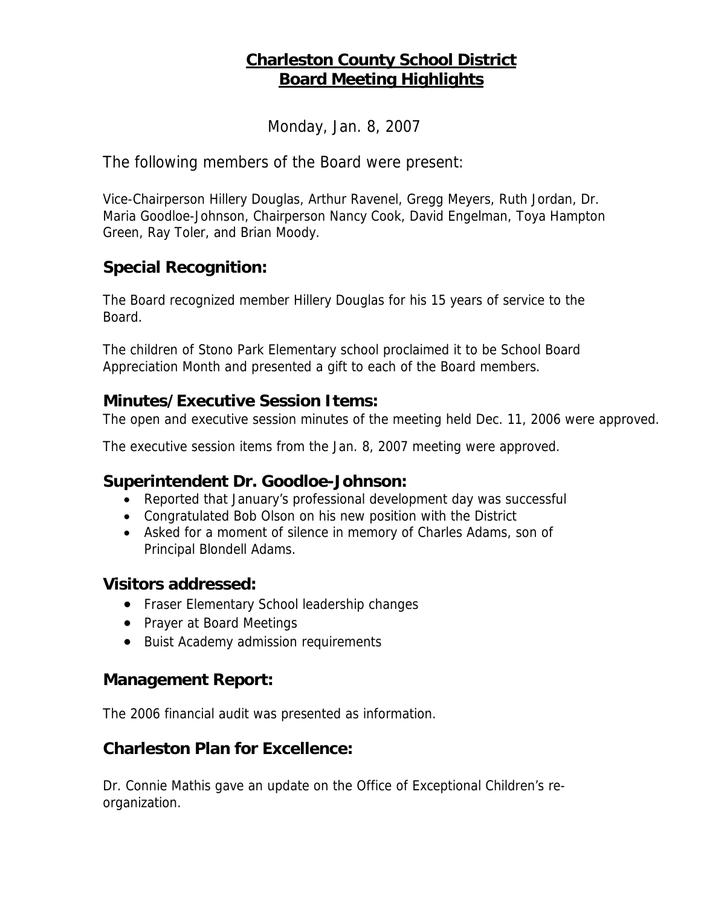# Charleston County School District
# Board Meeting Highlights

Monday, Jan. 8, 2007

The following members of the Board were present:

Vice-Chairperson Hillery Douglas, Arthur Ravenel, Gregg Meyers, Ruth Jordan, Dr. Maria Goodloe-Johnson, Chairperson Nancy Cook, David Engelman, Toya Hampton Green, Ray Toler, and Brian Moody.

## Special Recognition:

The Board recognized member Hillery Douglas for his 15 years of service to the Board.

The children of Stono Park Elementary school proclaimed it to be School Board Appreciation Month and presented a gift to each of the Board members.

## Minutes/Executive Session Items:

The open and executive session minutes of the meeting held Dec. 11, 2006 were approved.

The executive session items from the Jan. 8, 2007 meeting were approved.

## Superintendent Dr. Goodloe-Johnson:

- Reported that January's professional development day was successful
- Congratulated Bob Olson on his new position with the District
- Asked for a moment of silence in memory of Charles Adams, son of Principal Blondell Adams.

## Visitors addressed:

- Fraser Elementary School leadership changes
- Prayer at Board Meetings
- Buist Academy admission requirements

## Management Report:

The 2006 financial audit was presented as information.

## Charleston Plan for Excellence:

Dr. Connie Mathis gave an update on the Office of Exceptional Children's re-organization.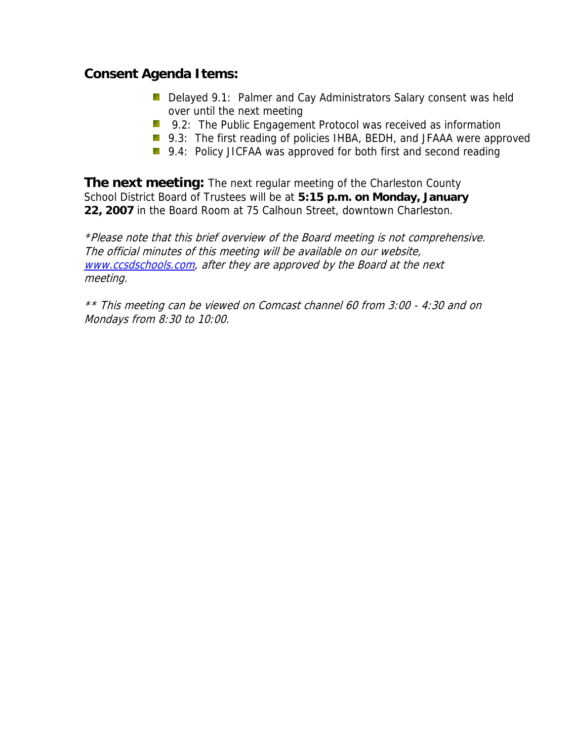## Consent Agenda Items:

- Delayed 9.1: Palmer and Cay Administrators Salary consent was held over until the next meeting
- 9.2: The Public Engagement Protocol was received as information
- 9.3: The first reading of policies IHBA, BEDH, and JFAAA were approved
- 9.4: Policy JICFAA was approved for both first and second reading

**The next meeting:** The next regular meeting of the Charleston County School District Board of Trustees will be at **5:15 p.m. on Monday, January 22, 2007** in the Board Room at 75 Calhoun Street, downtown Charleston.

*\*Please note that this brief overview of the Board meeting is not comprehensive. The official minutes of this meeting will be available on our website, [www.ccsdschools.com](http://www.ccsdschools.com), after they are approved by the Board at the next meeting.*

*\*\* This meeting can be viewed on Comcast channel 60 from 3:00 - 4:30 and on Mondays from 8:30 to 10:00.*